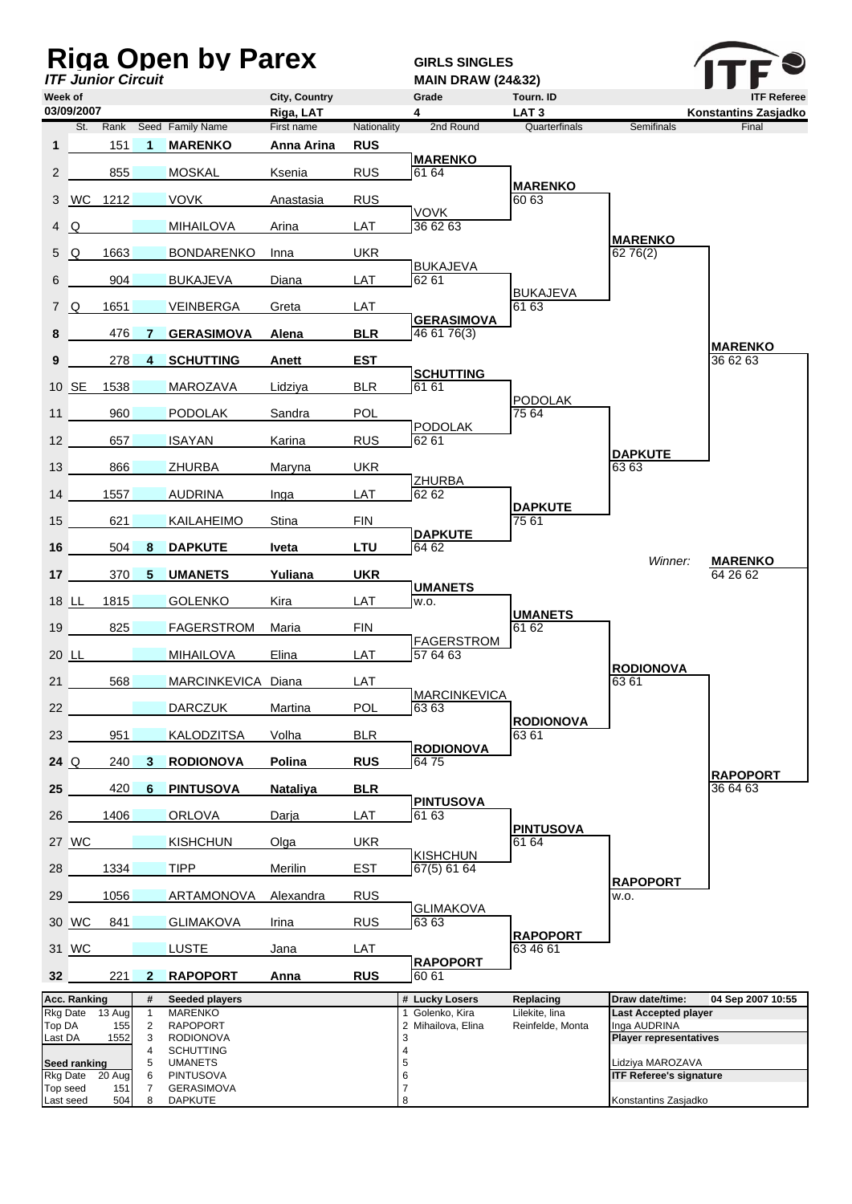# Riga Open by Parex

*ITF Junior Circuit*

**GIRLS SINGLES**
**MAIN DRAW (24&32)**

| Week of | City, Country | Grade | Tourn. ID | ITF Referee |
|---|---|---|---|---|
| 03/09/2007 | Riga, LAT | 4 | LAT 3 | Konstantins Zasjadko |

| # | St. | Rank | Seed | Family Name | First name | Nationality |
|---|---|---|---|---|---|---|
| 1 | | 151 | 1 | **MARENKO** | **Anna Arina** | **RUS** |
| 2 | | 855 | | MOSKAL | Ksenia | RUS |
| 3 | WC | 1212 | | VOVK | Anastasia | RUS |
| 4 | Q | | | MIHAILOVA | Arina | LAT |
| 5 | Q | 1663 | | BONDARENKO | Inna | UKR |
| 6 | | 904 | | BUKAJEVA | Diana | LAT |
| 7 | Q | 1651 | | VEINBERGA | Greta | LAT |
| 8 | | 476 | 7 | **GERASIMOVA** | **Alena** | **BLR** |
| 9 | | 278 | 4 | **SCHUTTING** | **Anett** | **EST** |
| 10 | SE | 1538 | | MAROZAVA | Lidziya | BLR |
| 11 | | 960 | | PODOLAK | Sandra | POL |
| 12 | | 657 | | ISAYAN | Karina | RUS |
| 13 | | 866 | | ZHURBA | Maryna | UKR |
| 14 | | 1557 | | AUDRINA | Inga | LAT |
| 15 | | 621 | | KAILAHEIMO | Stina | FIN |
| 16 | | 504 | 8 | **DAPKUTE** | **Iveta** | **LTU** |
| 17 | | 370 | 5 | **UMANETS** | **Yuliana** | **UKR** |
| 18 | LL | 1815 | | GOLENKO | Kira | LAT |
| 19 | | 825 | | FAGERSTROM | Maria | FIN |
| 20 | LL | | | MIHAILOVA | Elina | LAT |
| 21 | | 568 | | MARCINKEVICA | Diana | LAT |
| 22 | | | | DARCZUK | Martina | POL |
| 23 | | 951 | | KALODZITSA | Volha | BLR |
| 24 | Q | 240 | 3 | **RODIONOVA** | **Polina** | **RUS** |
| 25 | | 420 | 6 | **PINTUSOVA** | **Nataliya** | **BLR** |
| 26 | | 1406 | | ORLOVA | Darja | LAT |
| 27 | WC | | | KISHCHUN | Olga | UKR |
| 28 | | 1334 | | TIPP | Merilin | EST |
| 29 | | 1056 | | ARTAMONOVA | Alexandra | RUS |
| 30 | WC | 841 | | GLIMAKOVA | Irina | RUS |
| 31 | WC | | | LUSTE | Jana | LAT |
| 32 | | 221 | 2 | **RAPOPORT** | **Anna** | **RUS** |

## 2nd Round

| Winner | Score |
|---|---|
| MARENKO | 61 64 |
| VOVK | 36 62 63 |
| BUKAJEVA | 62 61 |
| GERASIMOVA | 46 61 76(3) |
| SCHUTTING | 61 61 |
| PODOLAK | 62 61 |
| ZHURBA | 62 62 |
| DAPKUTE | 64 62 |
| UMANETS | w.o. |
| FAGERSTROM | 57 64 63 |
| MARCINKEVICA | 63 63 |
| RODIONOVA | 64 75 |
| PINTUSOVA | 61 63 |
| KISHCHUN | 67(5) 61 64 |
| GLIMAKOVA | 63 63 |
| RAPOPORT | 60 61 |

## Quarterfinals

| Winner | Score |
|---|---|
| MARENKO | 60 63 |
| BUKAJEVA | 61 63 |
| PODOLAK | 75 64 |
| DAPKUTE | 75 61 |
| UMANETS | 61 62 |
| RODIONOVA | 63 61 |
| PINTUSOVA | 61 64 |
| RAPOPORT | 63 46 61 |

## Semifinals

| Winner | Score |
|---|---|
| MARENKO | 62 76(2) |
| DAPKUTE | 63 63 |
| RODIONOVA | 63 61 |
| RAPOPORT | w.o. |

## Final

| Winner | Score |
|---|---|
| MARENKO | 36 62 63 |
| RAPOPORT | 36 64 63 |

*Winner:* **MARENKO** 64 26 62

| Acc. Ranking | | # | Seeded players | # | Lucky Losers | Replacing | Draw date/time: | 04 Sep 2007 10:55 |
|---|---|---|---|---|---|---|---|---|
| Rkg Date | 13 Aug | 1 | MARENKO | 1 | Golenko, Kira | Lilekite, Iina | **Last Accepted player** | |
| Top DA | 155 | 2 | RAPOPORT | 2 | Mihailova, Elina | Reinfelde, Monta | Inga AUDRINA | |
| Last DA | 1552 | 3 | RODIONOVA | 3 | | | **Player representatives** | |
| | | 4 | SCHUTTING | 4 | | | | |
| **Seed ranking** | | 5 | UMANETS | 5 | | | Lidziya MAROZAVA | |
| Rkg Date | 20 Aug | 6 | PINTUSOVA | 6 | | | **ITF Referee's signature** | |
| Top seed | 151 | 7 | GERASIMOVA | 7 | | | | |
| Last seed | 504 | 8 | DAPKUTE | 8 | | | Konstantins Zasjadko | |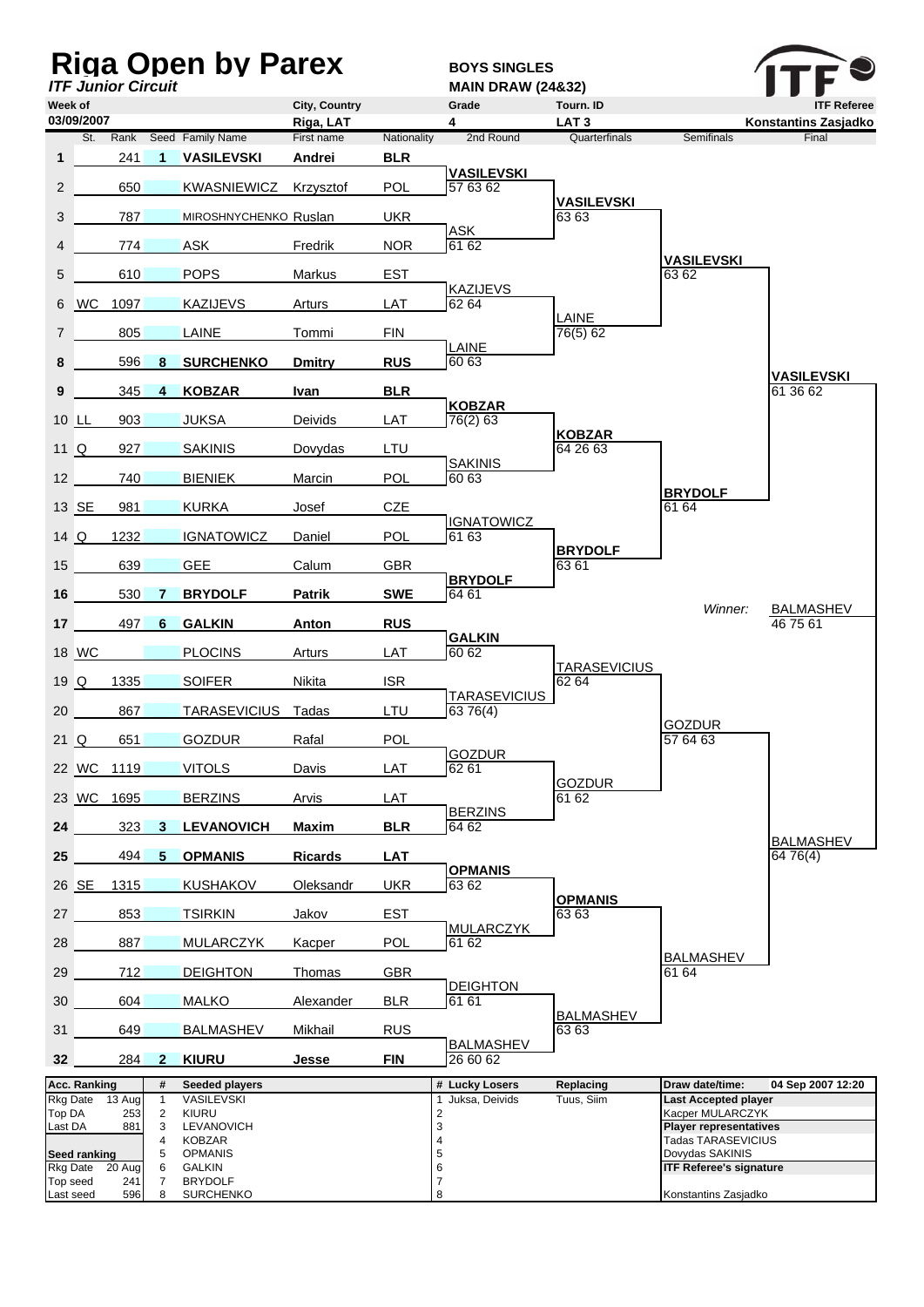# Riga Open by Parex

*ITF Junior Circuit*

**BOYS SINGLES**
**MAIN DRAW (24&32)**

ITF

| Week of | City, Country | Grade | Tourn. ID | ITF Referee |
|---|---|---|---|---|
| 03/09/2007 | Riga, LAT | 4 | LAT 3 | Konstantins Zasjadko |

| # | St. | Rank | Seed | Family Name | First name | Nationality | 2nd Round | Quarterfinals | Semifinals | Final |
|---|---|---|---|---|---|---|---|---|---|---|
| **1** | | 241 | **1** | **VASILEVSKI** | **Andrei** | **BLR** | | | | |
| 2 | | 650 | | KWASNIEWICZ | Krzysztof | POL | **VASILEVSKI** 57 63 62 | | | |
| 3 | | 787 | | MIROSHNYCHENKO | Ruslan | UKR | | **VASILEVSKI** 63 63 | | |
| 4 | | 774 | | ASK | Fredrik | NOR | ASK 61 62 | | | |
| 5 | | 610 | | POPS | Markus | EST | | | **VASILEVSKI** 63 62 | |
| 6 | WC | 1097 | | KAZIJEVS | Arturs | LAT | KAZIJEVS 62 64 | | | |
| 7 | | 805 | | LAINE | Tommi | FIN | | LAINE 76(5) 62 | | |
| **8** | | 596 | **8** | **SURCHENKO** | **Dmitry** | **RUS** | LAINE 60 63 | | | |
| **9** | | 345 | **4** | **KOBZAR** | **Ivan** | **BLR** | | | | **VASILEVSKI** 61 36 62 |
| 10 | LL | 903 | | JUKSA | Deivids | LAT | **KOBZAR** 76(2) 63 | | | |
| 11 | Q | 927 | | SAKINIS | Dovydas | LTU | | **KOBZAR** 64 26 63 | | |
| 12 | | 740 | | BIENIEK | Marcin | POL | SAKINIS 60 63 | | | |
| 13 | SE | 981 | | KURKA | Josef | CZE | | | **BRYDOLF** 61 64 | |
| 14 | Q | 1232 | | IGNATOWICZ | Daniel | POL | IGNATOWICZ 61 63 | | | |
| 15 | | 639 | | GEE | Calum | GBR | | **BRYDOLF** 63 61 | | |
| **16** | | 530 | **7** | **BRYDOLF** | **Patrik** | **SWE** | **BRYDOLF** 64 61 | | | |
| **17** | | 497 | **6** | **GALKIN** | **Anton** | **RUS** | | | *Winner:* | BALMASHEV 46 75 61 |
| 18 | WC | | | PLOCINS | Arturs | LAT | **GALKIN** 60 62 | | | |
| 19 | Q | 1335 | | SOIFER | Nikita | ISR | | TARASEVICIUS 62 64 | | |
| 20 | | 867 | | TARASEVICIUS | Tadas | LTU | TARASEVICIUS 63 76(4) | | | |
| 21 | Q | 651 | | GOZDUR | Rafal | POL | | | GOZDUR 57 64 63 | |
| 22 | WC | 1119 | | VITOLS | Davis | LAT | GOZDUR 62 61 | | | |
| 23 | WC | 1695 | | BERZINS | Arvis | LAT | | GOZDUR 61 62 | | |
| **24** | | 323 | **3** | **LEVANOVICH** | **Maxim** | **BLR** | BERZINS 64 62 | | | |
| **25** | | 494 | **5** | **OPMANIS** | **Ricards** | **LAT** | | | | BALMASHEV 64 76(4) |
| 26 | SE | 1315 | | KUSHAKOV | Oleksandr | UKR | **OPMANIS** 63 62 | | | |
| 27 | | 853 | | TSIRKIN | Jakov | EST | | **OPMANIS** 63 63 | | |
| 28 | | 887 | | MULARCZYK | Kacper | POL | MULARCZYK 61 62 | | | |
| 29 | | 712 | | DEIGHTON | Thomas | GBR | | | BALMASHEV 61 64 | |
| 30 | | 604 | | MALKO | Alexander | BLR | DEIGHTON 61 61 | | | |
| 31 | | 649 | | BALMASHEV | Mikhail | RUS | | BALMASHEV 63 63 | | |
| **32** | | 284 | **2** | **KIURU** | **Jesse** | **FIN** | BALMASHEV 26 60 62 | | | |

| Acc. Ranking | | # | Seeded players | # | Lucky Losers | Replacing | Draw date/time: | 04 Sep 2007 12:20 |
|---|---|---|---|---|---|---|---|---|
| Rkg Date | 13 Aug | 1 | VASILEVSKI | 1 | Juksa, Deivids | Tuus, Siim | **Last Accepted player** | |
| Top DA | 253 | 2 | KIURU | 2 | | | Kacper MULARCZYK | |
| Last DA | 881 | 3 | LEVANOVICH | 3 | | | **Player representatives** | |
| | | 4 | KOBZAR | 4 | | | Tadas TARASEVICIUS | |
| **Seed ranking** | | 5 | OPMANIS | 5 | | | Dovydas SAKINIS | |
| Rkg Date | 20 Aug | 6 | GALKIN | 6 | | | **ITF Referee's signature** | |
| Top seed | 241 | 7 | BRYDOLF | 7 | | | | |
| Last seed | 596 | 8 | SURCHENKO | 8 | | | Konstantins Zasjadko | |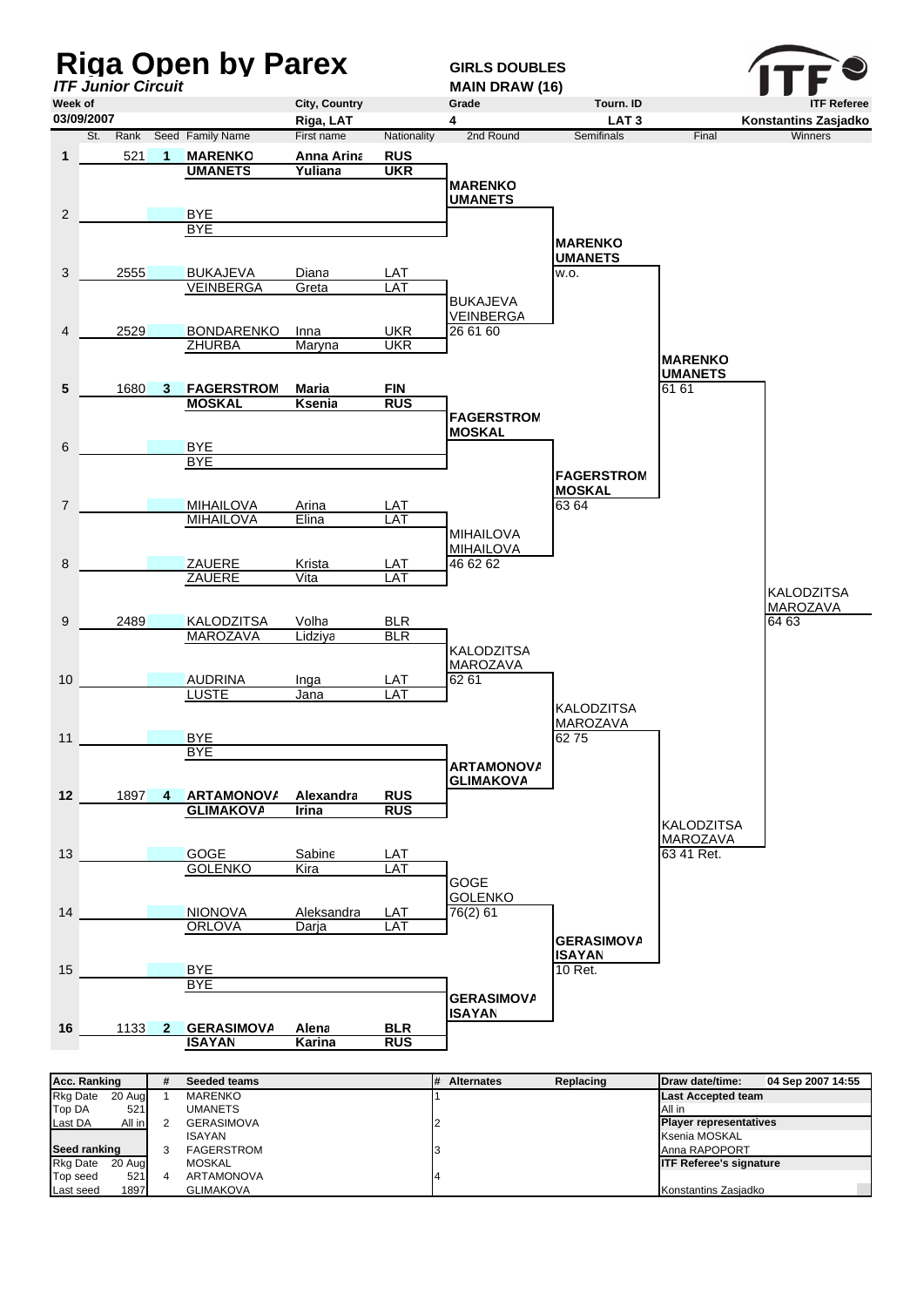# Riga Open by Parex

*ITF Junior Circuit*

**GIRLS DOUBLES**
**MAIN DRAW (16)**

| Week of | City, Country | Grade | Tourn. ID | ITF Referee |
|---|---|---|---|---|
| 03/09/2007 | Riga, LAT | 4 | LAT 3 | Konstantins Zasjadko |

| St. | Rank | Seed | Family Name | First name | Nationality | 2nd Round | Semifinals | Final | Winners |
|---|---|---|---|---|---|---|---|---|---|
| 1 | 521 | 1 | **MARENKO** / **UMANETS** | **Anna Arina** / **Yuliana** | **RUS** / **UKR** | **MARENKO / UMANETS** | **MARENKO / UMANETS** w.o. | **MARENKO / UMANETS** 61 61 | KALODZITSA / MAROZAVA 64 63 |
| 2 | | | BYE / BYE | | | | | | |
| 3 | 2555 | | BUKAJEVA / VEINBERGA | Diana / Greta | LAT / LAT | BUKAJEVA / VEINBERGA 26 61 60 | | | |
| 4 | 2529 | | BONDARENKO / ZHURBA | Inna / Maryna | UKR / UKR | | | | |
| 5 | 1680 | 3 | **FAGERSTROM** / **MOSKAL** | **Maria** / **Ksenia** | **FIN** / **RUS** | **FAGERSTROM / MOSKAL** | **FAGERSTROM / MOSKAL** 63 64 | | |
| 6 | | | BYE / BYE | | | | | | |
| 7 | | | MIHAILOVA / MIHAILOVA | Arina / Elina | LAT / LAT | MIHAILOVA / MIHAILOVA 46 62 62 | | | |
| 8 | | | ZAUERE / ZAUERE | Krista / Vita | LAT / LAT | | | | |
| 9 | 2489 | | KALODZITSA / MAROZAVA | Volha / Lidziya | BLR / BLR | KALODZITSA / MAROZAVA 62 61 | KALODZITSA / MAROZAVA 62 75 | KALODZITSA / MAROZAVA 63 41 Ret. | |
| 10 | | | AUDRINA / LUSTE | Inga / Jana | LAT / LAT | | | | |
| 11 | | | BYE / BYE | | | **ARTAMONOVA / GLIMAKOVA** | | | |
| 12 | 1897 | 4 | **ARTAMONOVA** / **GLIMAKOVA** | **Alexandra** / **Irina** | **RUS** / **RUS** | | | | |
| 13 | | | GOGE / GOLENKO | Sabine / Kira | LAT / LAT | GOGE / GOLENKO 76(2) 61 | **GERASIMOVA / ISAYAN** 10 Ret. | | |
| 14 | | | NIONOVA / ORLOVA | Aleksandra / Darja | LAT / LAT | | | | |
| 15 | | | BYE / BYE | | | **GERASIMOVA / ISAYAN** | | | |
| 16 | 1133 | 2 | **GERASIMOVA** / **ISAYAN** | **Alena** / **Karina** | **BLR** / **RUS** | | | | |

| Acc. Ranking | | # | Seeded teams | # | Alternates | Replacing | Draw date/time: | 04 Sep 2007 14:55 |
|---|---|---|---|---|---|---|---|---|
| Rkg Date | 20 Aug | 1 | MARENKO | 1 | | | **Last Accepted team** | |
| Top DA | 521 | | UMANETS | | | | All in | |
| Last DA | All in | 2 | GERASIMOVA | 2 | | | **Player representatives** | |
| | | | ISAYAN | | | | Ksenia MOSKAL | |
| **Seed ranking** | | 3 | FAGERSTROM | 3 | | | Anna RAPOPORT | |
| Rkg Date | 20 Aug | | MOSKAL | | | | **ITF Referee's signature** | |
| Top seed | 521 | 4 | ARTAMONOVA | 4 | | | | |
| Last seed | 1897 | | GLIMAKOVA | | | | Konstantins Zasjadko | |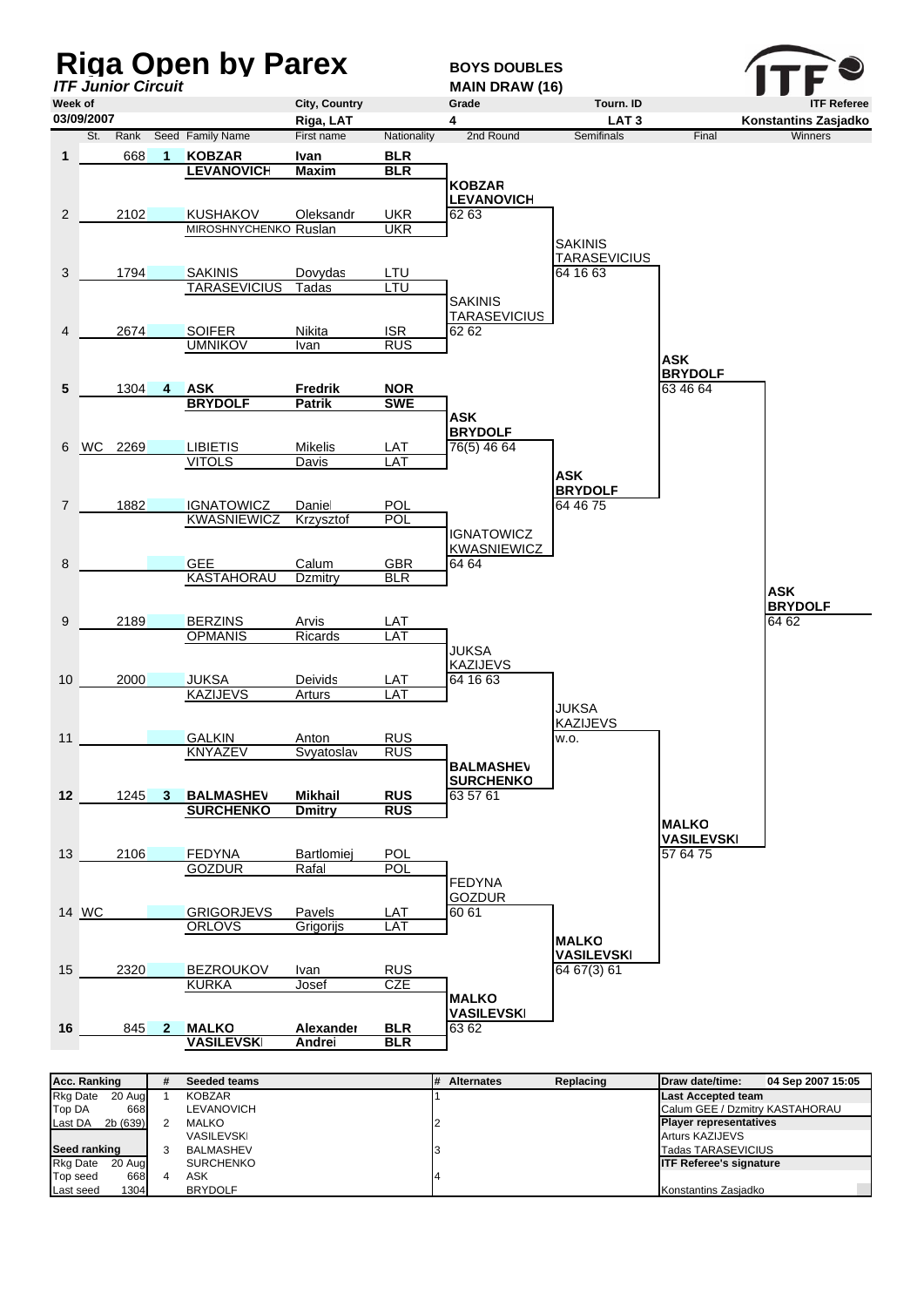# Riga Open by Parex

***ITF Junior Circuit***

**BOYS DOUBLES**
**MAIN DRAW (16)**

| Week of | City, Country | Grade | Tourn. ID | ITF Referee |
|---|---|---|---|---|
| 03/09/2007 | Riga, LAT | 4 | LAT 3 | Konstantins Zasjadko |

| | St. | Rank | Seed | Family Name | First name | Nationality | 2nd Round | Semifinals | Final | Winners |
|---|---|---|---|---|---|---|---|---|---|---|
| **1** | | 668 | **1** | **KOBZAR** | **Ivan** | **BLR** | | | | |
| | | | | **LEVANOVICH** | **Maxim** | **BLR** | **KOBZAR / LEVANOVICH** 62 63 | | | |
| 2 | | 2102 | | KUSHAKOV | Oleksandr | UKR | | | | |
| | | | | MIROSHNYCHENKO | Ruslan | UKR | | SAKINIS / TARASEVICIUS 64 16 63 | | |
| 3 | | 1794 | | SAKINIS | Dovydas | LTU | | | | |
| | | | | TARASEVICIUS | Tadas | LTU | SAKINIS / TARASEVICIUS 62 62 | | | |
| 4 | | 2674 | | SOIFER | Nikita | ISR | | | | |
| | | | | UMNIKOV | Ivan | RUS | | | **ASK / BRYDOLF** 63 46 64 | |
| **5** | | 1304 | **4** | **ASK** | **Fredrik** | **NOR** | | | | |
| | | | | **BRYDOLF** | **Patrik** | **SWE** | **ASK / BRYDOLF** 76(5) 46 64 | | | |
| 6 | WC | 2269 | | LIBIETIS | Mikelis | LAT | | | | |
| | | | | VITOLS | Davis | LAT | | **ASK / BRYDOLF** 64 46 75 | | |
| 7 | | 1882 | | IGNATOWICZ | Daniel | POL | | | | |
| | | | | KWASNIEWICZ | Krzysztof | POL | IGNATOWICZ / KWASNIEWICZ 64 64 | | | |
| 8 | | | | GEE | Calum | GBR | | | | |
| | | | | KASTAHORAU | Dzmitry | BLR | | | | **ASK / BRYDOLF** 64 62 |
| 9 | | 2189 | | BERZINS | Arvis | LAT | | | | |
| | | | | OPMANIS | Ricards | LAT | JUKSA / KAZIJEVS 64 16 63 | | | |
| 10 | | 2000 | | JUKSA | Deivids | LAT | | | | |
| | | | | KAZIJEVS | Arturs | LAT | | JUKSA / KAZIJEVS w.o. | | |
| 11 | | | | GALKIN | Anton | RUS | | | | |
| | | | | KNYAZEV | Svyatoslav | RUS | **BALMASHEV / SURCHENKO** 63 57 61 | | | |
| **12** | | 1245 | **3** | **BALMASHEV** | **Mikhail** | **RUS** | | | | |
| | | | | **SURCHENKO** | **Dmitry** | **RUS** | | | **MALKO / VASILEVSKI** 57 64 75 | |
| 13 | | 2106 | | FEDYNA | Bartlomiej | POL | | | | |
| | | | | GOZDUR | Rafal | POL | FEDYNA / GOZDUR 60 61 | | | |
| 14 | WC | | | GRIGORJEVS | Pavels | LAT | | | | |
| | | | | ORLOVS | Grigorijs | LAT | | **MALKO / VASILEVSKI** 64 67(3) 61 | | |
| 15 | | 2320 | | BEZROUKOV | Ivan | RUS | | | | |
| | | | | KURKA | Josef | CZE | **MALKO / VASILEVSKI** 63 62 | | | |
| **16** | | 845 | **2** | **MALKO** | **Alexander** | **BLR** | | | | |
| | | | | **VASILEVSKI** | **Andrei** | **BLR** | | | | |

| Acc. Ranking | | # | Seeded teams | # | Alternates | Replacing | Draw date/time: 04 Sep 2007 15:05 |
|---|---|---|---|---|---|---|---|
| Rkg Date | 20 Aug | 1 | KOBZAR | 1 | | | **Last Accepted team** |
| Top DA | 668 | | LEVANOVICH | | | | Calum GEE / Dzmitry KASTAHORAU |
| Last DA | 2b (639) | 2 | MALKO | 2 | | | **Player representatives** |
| | | | VASILEVSKI | | | | Arturs KAZIJEVS |
| **Seed ranking** | | 3 | BALMASHEV | 3 | | | Tadas TARASEVICIUS |
| Rkg Date | 20 Aug | | SURCHENKO | | | | **ITF Referee's signature** |
| Top seed | 668 | 4 | ASK | 4 | | | |
| Last seed | 1304 | | BRYDOLF | | | | Konstantins Zasjadko |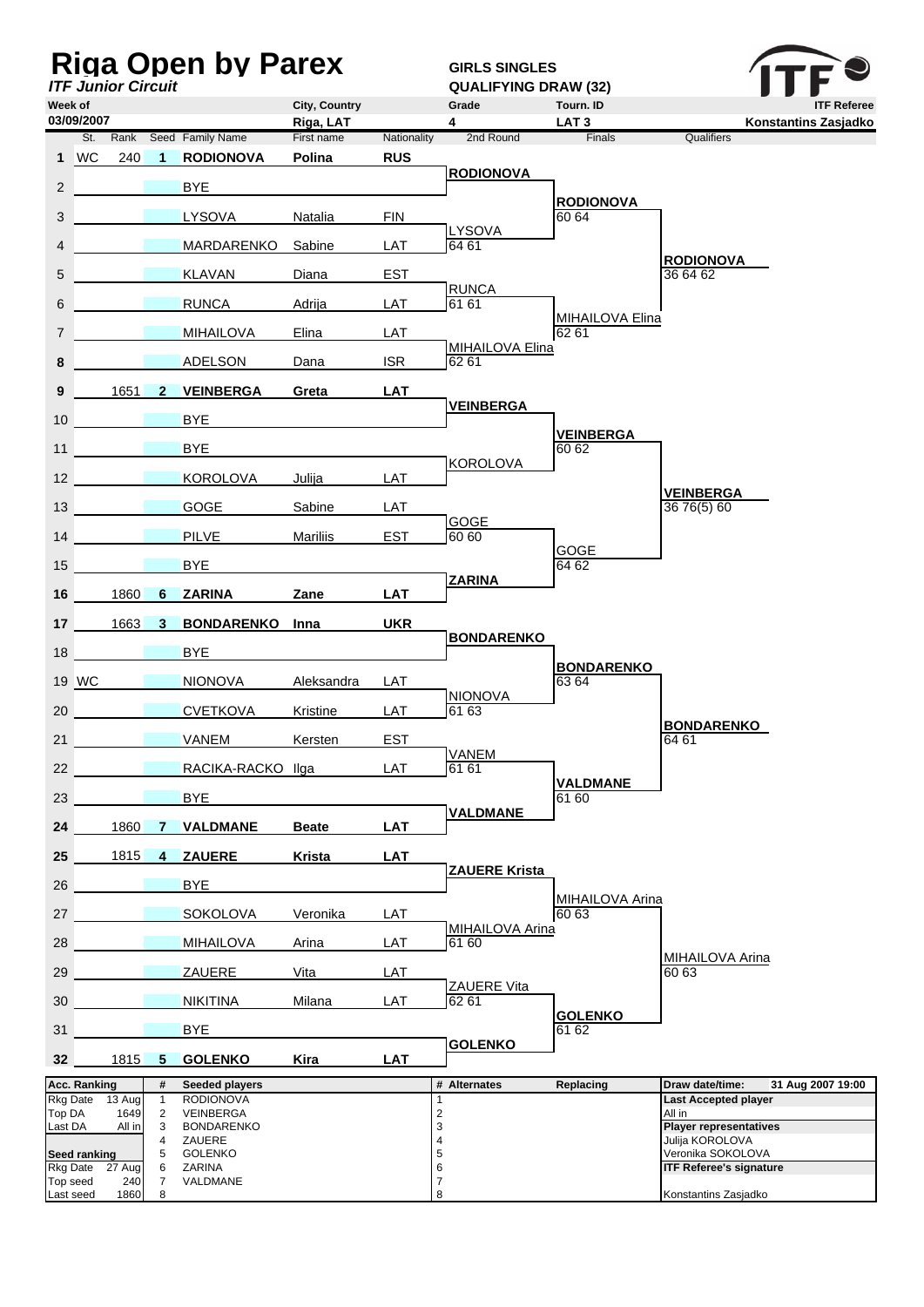# Riga Open by Parex

***ITF Junior Circuit***

**GIRLS SINGLES**
**QUALIFYING DRAW (32)**

| Week of | City, Country | Grade | Tourn. ID | ITF Referee |
|---|---|---|---|---|
| 03/09/2007 | Riga, LAT | 4 | LAT 3 | Konstantins Zasjadko |

| # | St. | Rank | Seed | Family Name | First name | Nationality | 2nd Round | Finals | Qualifiers |
|---|---|---|---|---|---|---|---|---|---|
| 1 | WC | 240 | 1 | **RODIONOVA** | **Polina** | **RUS** | **RODIONOVA** | | |
| 2 | | | | BYE | | | | **RODIONOVA** 60 64 | |
| 3 | | | | LYSOVA | Natalia | FIN | LYSOVA 64 61 | | |
| 4 | | | | MARDARENKO | Sabine | LAT | | | **RODIONOVA** 36 64 62 |
| 5 | | | | KLAVAN | Diana | EST | RUNCA 61 61 | | |
| 6 | | | | RUNCA | Adrija | LAT | | MIHAILOVA Elina 62 61 | |
| 7 | | | | MIHAILOVA | Elina | LAT | MIHAILOVA Elina 62 61 | | |
| 8 | | | | ADELSON | Dana | ISR | | | |
| 9 | | 1651 | 2 | **VEINBERGA** | **Greta** | **LAT** | **VEINBERGA** | | |
| 10 | | | | BYE | | | | **VEINBERGA** 60 62 | |
| 11 | | | | BYE | | | KOROLOVA | | |
| 12 | | | | KOROLOVA | Julija | LAT | | | **VEINBERGA** 36 76(5) 60 |
| 13 | | | | GOGE | Sabine | LAT | GOGE 60 60 | | |
| 14 | | | | PILVE | Mariliis | EST | | GOGE 64 62 | |
| 15 | | | | BYE | | | **ZARINA** | | |
| 16 | | 1860 | 6 | **ZARINA** | **Zane** | **LAT** | | | |
| 17 | | 1663 | 3 | **BONDARENKO** | **Inna** | **UKR** | **BONDARENKO** | | |
| 18 | | | | BYE | | | | **BONDARENKO** 63 64 | |
| 19 | WC | | | NIONOVA | Aleksandra | LAT | NIONOVA 61 63 | | |
| 20 | | | | CVETKOVA | Kristine | LAT | | | **BONDARENKO** 64 61 |
| 21 | | | | VANEM | Kersten | EST | VANEM 61 61 | | |
| 22 | | | | RACIKA-RACKO | Ilga | LAT | | **VALDMANE** 61 60 | |
| 23 | | | | BYE | | | **VALDMANE** | | |
| 24 | | 1860 | 7 | **VALDMANE** | **Beate** | **LAT** | | | |
| 25 | | 1815 | 4 | **ZAUERE** | **Krista** | **LAT** | **ZAUERE Krista** | | |
| 26 | | | | BYE | | | | MIHAILOVA Arina 60 63 | |
| 27 | | | | SOKOLOVA | Veronika | LAT | MIHAILOVA Arina 61 60 | | |
| 28 | | | | MIHAILOVA | Arina | LAT | | | MIHAILOVA Arina 60 63 |
| 29 | | | | ZAUERE | Vita | LAT | ZAUERE Vita 62 61 | | |
| 30 | | | | NIKITINA | Milana | LAT | | **GOLENKO** 61 62 | |
| 31 | | | | BYE | | | **GOLENKO** | | |
| 32 | | 1815 | 5 | **GOLENKO** | **Kira** | **LAT** | | | |

| Acc. Ranking | | # | Seeded players | # | Alternates | Replacing | Draw date/time: 31 Aug 2007 19:00 |
|---|---|---|---|---|---|---|---|
| Rkg Date | 13 Aug | 1 | RODIONOVA | 1 | | | **Last Accepted player** |
| Top DA | 1649 | 2 | VEINBERGA | 2 | | | All in |
| Last DA | All in | 3 | BONDARENKO | 3 | | | **Player representatives** |
| | | 4 | ZAUERE | 4 | | | Julija KOROLOVA |
| **Seed ranking** | | 5 | GOLENKO | 5 | | | Veronika SOKOLOVA |
| Rkg Date | 27 Aug | 6 | ZARINA | 6 | | | **ITF Referee's signature** |
| Top seed | 240 | 7 | VALDMANE | 7 | | | |
| Last seed | 1860 | 8 | | 8 | | | Konstantins Zasjadko |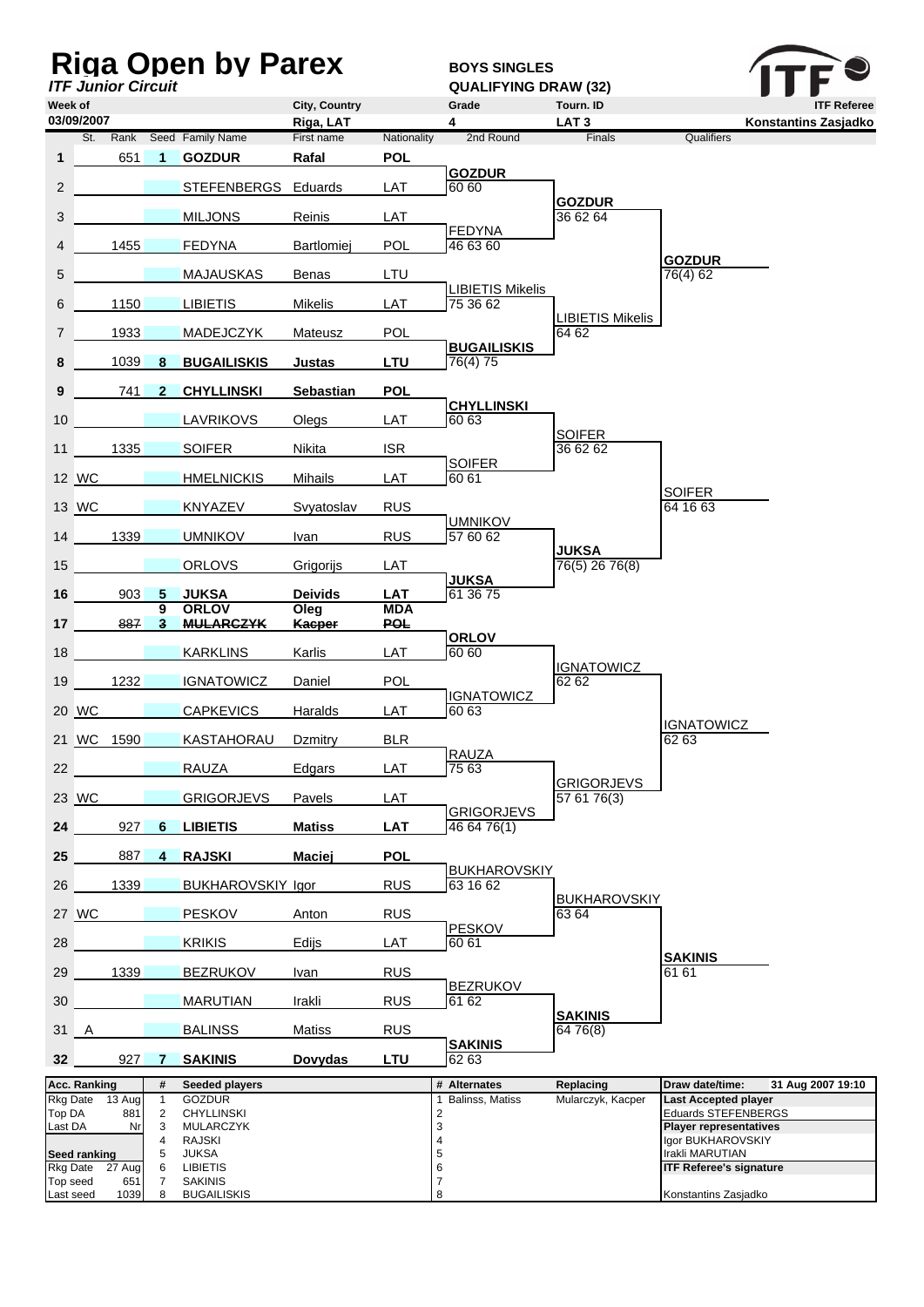# Riga Open by Parex

*ITF Junior Circuit*

**BOYS SINGLES**
**QUALIFYING DRAW (32)**

| Week of | City, Country | Grade | Tourn. ID | ITF Referee |
|---|---|---|---|---|
| 03/09/2007 | Riga, LAT | 4 | LAT 3 | Konstantins Zasjadko |

| | St. | Rank | Seed | Family Name | First name | Nationality | 2nd Round | Finals | Qualifiers |
|---|---|---|---|---|---|---|---|---|---|
| 1 | | 651 | 1 | **GOZDUR** | **Rafal** | **POL** | | | |
| | | | | | | | **GOZDUR** 60 60 | | |
| 2 | | | | STEFENBERGS | Eduards | LAT | | | |
| | | | | | | | | **GOZDUR** 36 62 64 | |
| 3 | | | | MILJONS | Reinis | LAT | | | |
| | | | | | | | FEDYNA 46 63 60 | | |
| 4 | | 1455 | | FEDYNA | Bartlomiej | POL | | | |
| | | | | | | | | | **GOZDUR** 76(4) 62 |
| 5 | | | | MAJAUSKAS | Benas | LTU | | | |
| | | | | | | | LIBIETIS Mikelis 75 36 62 | | |
| 6 | | 1150 | | LIBIETIS | Mikelis | LAT | | | |
| | | | | | | | | LIBIETIS Mikelis 64 62 | |
| 7 | | 1933 | | MADEJCZYK | Mateusz | POL | | | |
| | | | | | | | **BUGAILISKIS** 76(4) 75 | | |
| 8 | | 1039 | 8 | **BUGAILISKIS** | **Justas** | **LTU** | | | |
| 9 | | 741 | 2 | **CHYLLINSKI** | **Sebastian** | **POL** | | | |
| | | | | | | | **CHYLLINSKI** 60 63 | | |
| 10 | | | | LAVRIKOVS | Olegs | LAT | | | |
| | | | | | | | | SOIFER 36 62 62 | |
| 11 | | 1335 | | SOIFER | Nikita | ISR | | | |
| | | | | | | | SOIFER 60 61 | | |
| 12 | WC | | | HMELNICKIS | Mihails | LAT | | | |
| | | | | | | | | | SOIFER 64 16 63 |
| 13 | WC | | | KNYAZEV | Svyatoslav | RUS | | | |
| | | | | | | | UMNIKOV 57 60 62 | | |
| 14 | | 1339 | | UMNIKOV | Ivan | RUS | | | |
| | | | | | | | | **JUKSA** 76(5) 26 76(8) | |
| 15 | | | | ORLOVS | Grigorijs | LAT | | | |
| | | | | | | | **JUKSA** 61 36 75 | | |
| 16 | | 903 | 5 | **JUKSA** | **Deivids** | **LAT** | | | |
| 17 | | | 9 | **ORLOV** | **Oleg** | **MDA** | | | |
| | | ~~887~~ | ~~3~~ | ~~**MULARCZYK**~~ | ~~**Kacper**~~ | ~~**POL**~~ | | | |
| | | | | | | | **ORLOV** 60 60 | | |
| 18 | | | | KARKLINS | Karlis | LAT | | | |
| | | | | | | | | IGNATOWICZ 62 62 | |
| 19 | | 1232 | | IGNATOWICZ | Daniel | POL | | | |
| | | | | | | | IGNATOWICZ 60 63 | | |
| 20 | WC | | | CAPKEVICS | Haralds | LAT | | | |
| | | | | | | | | | IGNATOWICZ 62 63 |
| 21 | WC | 1590 | | KASTAHORAU | Dzmitry | BLR | | | |
| | | | | | | | RAUZA 75 63 | | |
| 22 | | | | RAUZA | Edgars | LAT | | | |
| | | | | | | | | GRIGORJEVS 57 61 76(3) | |
| 23 | WC | | | GRIGORJEVS | Pavels | LAT | | | |
| | | | | | | | GRIGORJEVS 46 64 76(1) | | |
| 24 | | 927 | 6 | **LIBIETIS** | **Matiss** | **LAT** | | | |
| 25 | | 887 | 4 | **RAJSKI** | **Maciej** | **POL** | | | |
| | | | | | | | BUKHAROVSKIY 63 16 62 | | |
| 26 | | 1339 | | BUKHAROVSKIY | Igor | RUS | | | |
| | | | | | | | | BUKHAROVSKIY 63 64 | |
| 27 | WC | | | PESKOV | Anton | RUS | | | |
| | | | | | | | PESKOV 60 61 | | |
| 28 | | | | KRIKIS | Edijs | LAT | | | |
| | | | | | | | | | **SAKINIS** 61 61 |
| 29 | | 1339 | | BEZRUKOV | Ivan | RUS | | | |
| | | | | | | | BEZRUKOV 61 62 | | |
| 30 | | | | MARUTIAN | Irakli | RUS | | | |
| | | | | | | | | **SAKINIS** 64 76(8) | |
| 31 | A | | | BALINSS | Matiss | RUS | | | |
| | | | | | | | **SAKINIS** 62 63 | | |
| 32 | | 927 | 7 | **SAKINIS** | **Dovydas** | **LTU** | | | |

| Acc. Ranking | | # | Seeded players | # | Alternates | Replacing | Draw date/time: | 31 Aug 2007 19:10 |
|---|---|---|---|---|---|---|---|---|
| Rkg Date | 13 Aug | 1 | GOZDUR | 1 | Balinss, Matiss | Mularczyk, Kacper | **Last Accepted player** | |
| Top DA | 881 | 2 | CHYLLINSKI | 2 | | | Eduards STEFENBERGS | |
| Last DA | Nr | 3 | MULARCZYK | 3 | | | **Player representatives** | |
| | | 4 | RAJSKI | 4 | | | Igor BUKHAROVSKIY | |
| **Seed ranking** | | 5 | JUKSA | 5 | | | Irakli MARUTIAN | |
| Rkg Date | 27 Aug | 6 | LIBIETIS | 6 | | | **ITF Referee's signature** | |
| Top seed | 651 | 7 | SAKINIS | 7 | | | | |
| Last seed | 1039 | 8 | BUGAILISKIS | 8 | | | Konstantins Zasjadko | |